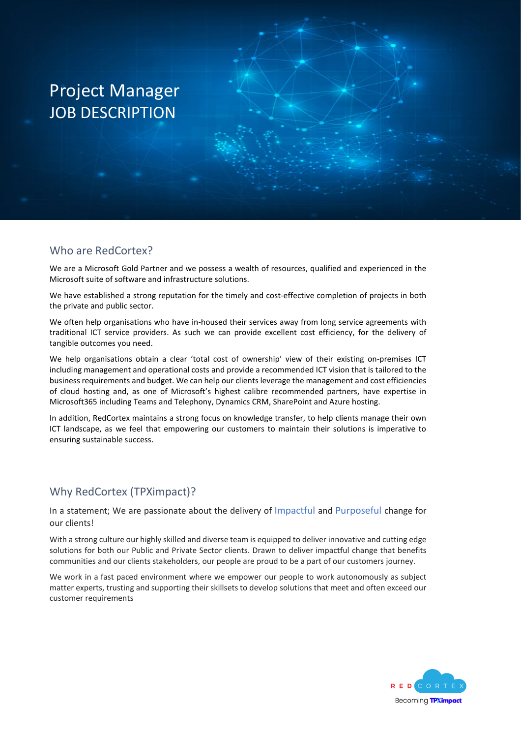# Project Manager
# JOB DESCRIPTION

## Who are RedCortex?

We are a Microsoft Gold Partner and we possess a wealth of resources, qualified and experienced in the Microsoft suite of software and infrastructure solutions.

We have established a strong reputation for the timely and cost-effective completion of projects in both the private and public sector.

We often help organisations who have in-housed their services away from long service agreements with traditional ICT service providers. As such we can provide excellent cost efficiency, for the delivery of tangible outcomes you need.

We help organisations obtain a clear 'total cost of ownership' view of their existing on-premises ICT including management and operational costs and provide a recommended ICT vision that is tailored to the business requirements and budget. We can help our clients leverage the management and cost efficiencies of cloud hosting and, as one of Microsoft's highest calibre recommended partners, have expertise in Microsoft365 including Teams and Telephony, Dynamics CRM, SharePoint and Azure hosting.

In addition, RedCortex maintains a strong focus on knowledge transfer, to help clients manage their own ICT landscape, as we feel that empowering our customers to maintain their solutions is imperative to ensuring sustainable success.

## Why RedCortex (TPXimpact)?

In a statement; We are passionate about the delivery of Impactful and Purposeful change for our clients!

With a strong culture our highly skilled and diverse team is equipped to deliver innovative and cutting edge solutions for both our Public and Private Sector clients. Drawn to deliver impactful change that benefits communities and our clients stakeholders, our people are proud to be a part of our customers journey.

We work in a fast paced environment where we empower our people to work autonomously as subject matter experts, trusting and supporting their skillsets to develop solutions that meet and often exceed our customer requirements

RED CORTEX
Becoming TPXimpact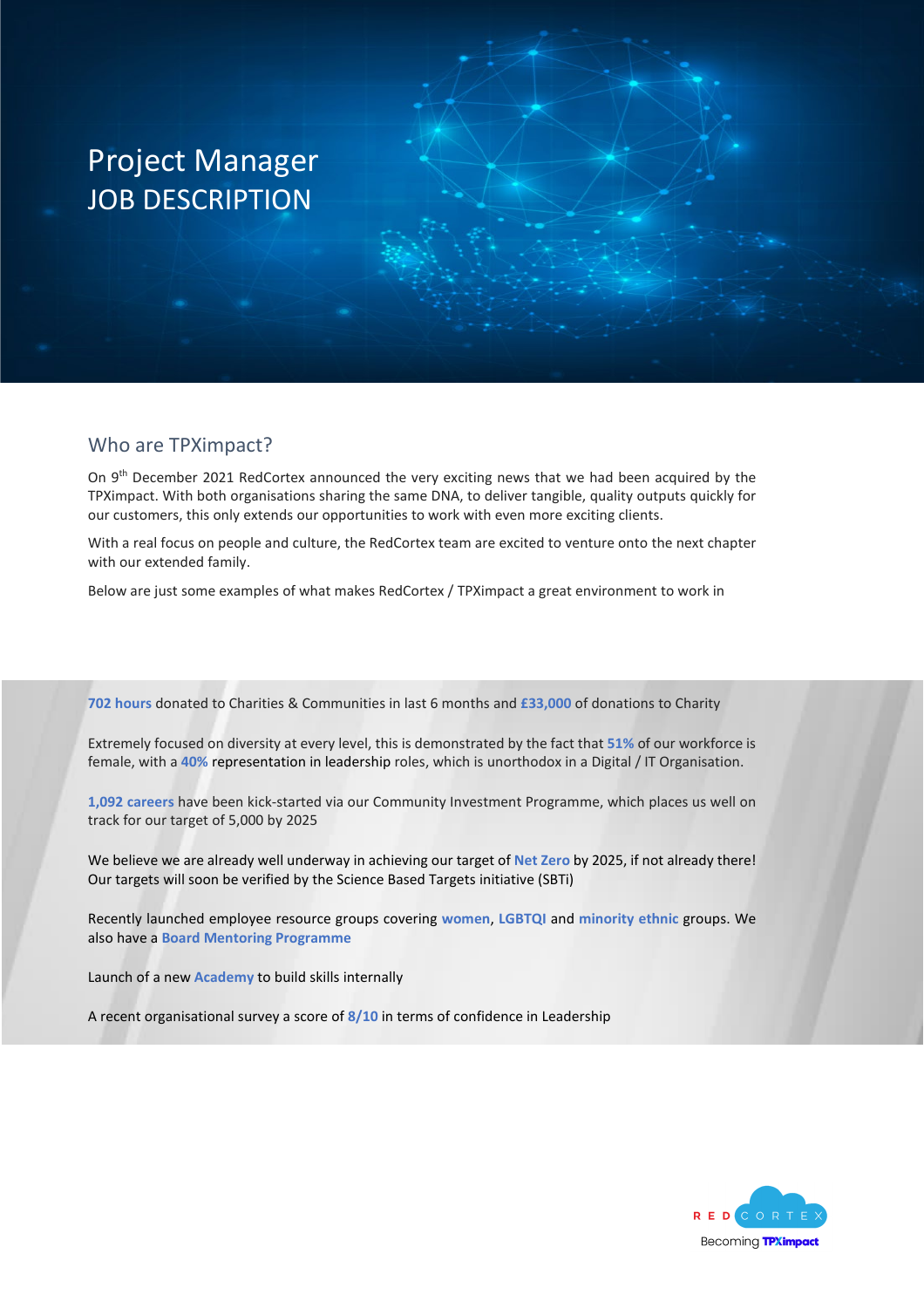# Project Manager
# JOB DESCRIPTION

## Who are TPXimpact?

On 9th December 2021 RedCortex announced the very exciting news that we had been acquired by the TPXimpact. With both organisations sharing the same DNA, to deliver tangible, quality outputs quickly for our customers, this only extends our opportunities to work with even more exciting clients.

With a real focus on people and culture, the RedCortex team are excited to venture onto the next chapter with our extended family.

Below are just some examples of what makes RedCortex / TPXimpact a great environment to work in

**702 hours** donated to Charities & Communities in last 6 months and **£33,000** of donations to Charity

Extremely focused on diversity at every level, this is demonstrated by the fact that **51%** of our workforce is female, with a **40%** representation in leadership roles, which is unorthodox in a Digital / IT Organisation.

**1,092 careers** have been kick-started via our Community Investment Programme, which places us well on track for our target of 5,000 by 2025

We believe we are already well underway in achieving our target of **Net Zero** by 2025, if not already there! Our targets will soon be verified by the Science Based Targets initiative (SBTi)

Recently launched employee resource groups covering **women**, **LGBTQI** and **minority ethnic** groups. We also have a **Board Mentoring Programme**

Launch of a new **Academy** to build skills internally

A recent organisational survey a score of **8/10** in terms of confidence in Leadership

RED CORTEX
Becoming TPXimpact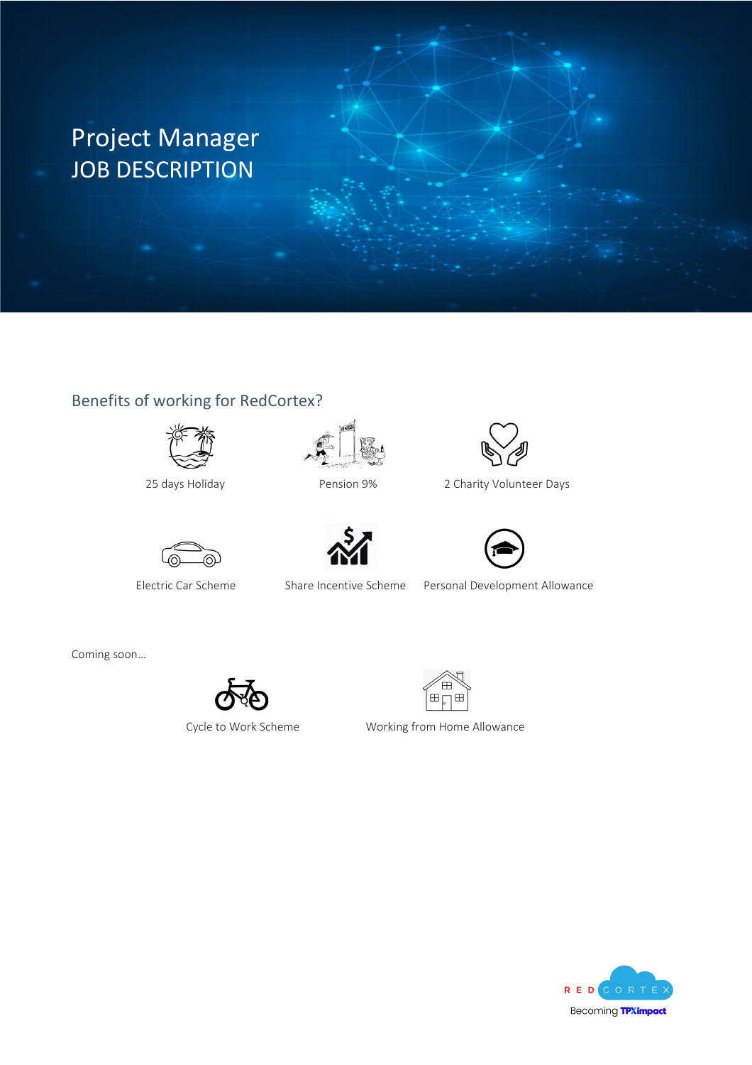# Project Manager
# JOB DESCRIPTION

## Benefits of working for RedCortex?

- 25 days Holiday
- Pension 9%
- 2 Charity Volunteer Days
- Electric Car Scheme
- Share Incentive Scheme
- Personal Development Allowance

Coming soon…

- Cycle to Work Scheme
- Working from Home Allowance

RED CORTEX
Becoming TPXimpact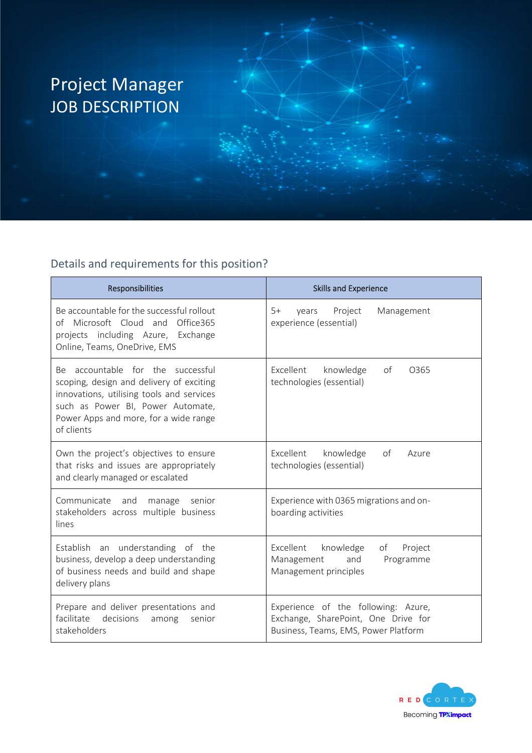# Project Manager
# JOB DESCRIPTION

## Details and requirements for this position?

| Responsibilities | Skills and Experience |
|---|---|
| Be accountable for the successful rollout of Microsoft Cloud and Office365 projects including Azure, Exchange Online, Teams, OneDrive, EMS | 5+ years Project Management experience (essential) |
| Be accountable for the successful scoping, design and delivery of exciting innovations, utilising tools and services such as Power BI, Power Automate, Power Apps and more, for a wide range of clients | Excellent knowledge of O365 technologies (essential) |
| Own the project's objectives to ensure that risks and issues are appropriately and clearly managed or escalated | Excellent knowledge of Azure technologies (essential) |
| Communicate and manage senior stakeholders across multiple business lines | Experience with 0365 migrations and on-boarding activities |
| Establish an understanding of the business, develop a deep understanding of business needs and build and shape delivery plans | Excellent knowledge of Project Management and Programme Management principles |
| Prepare and deliver presentations and facilitate decisions among senior stakeholders | Experience of the following: Azure, Exchange, SharePoint, One Drive for Business, Teams, EMS, Power Platform |

RED CORTEX
Becoming TPXimpact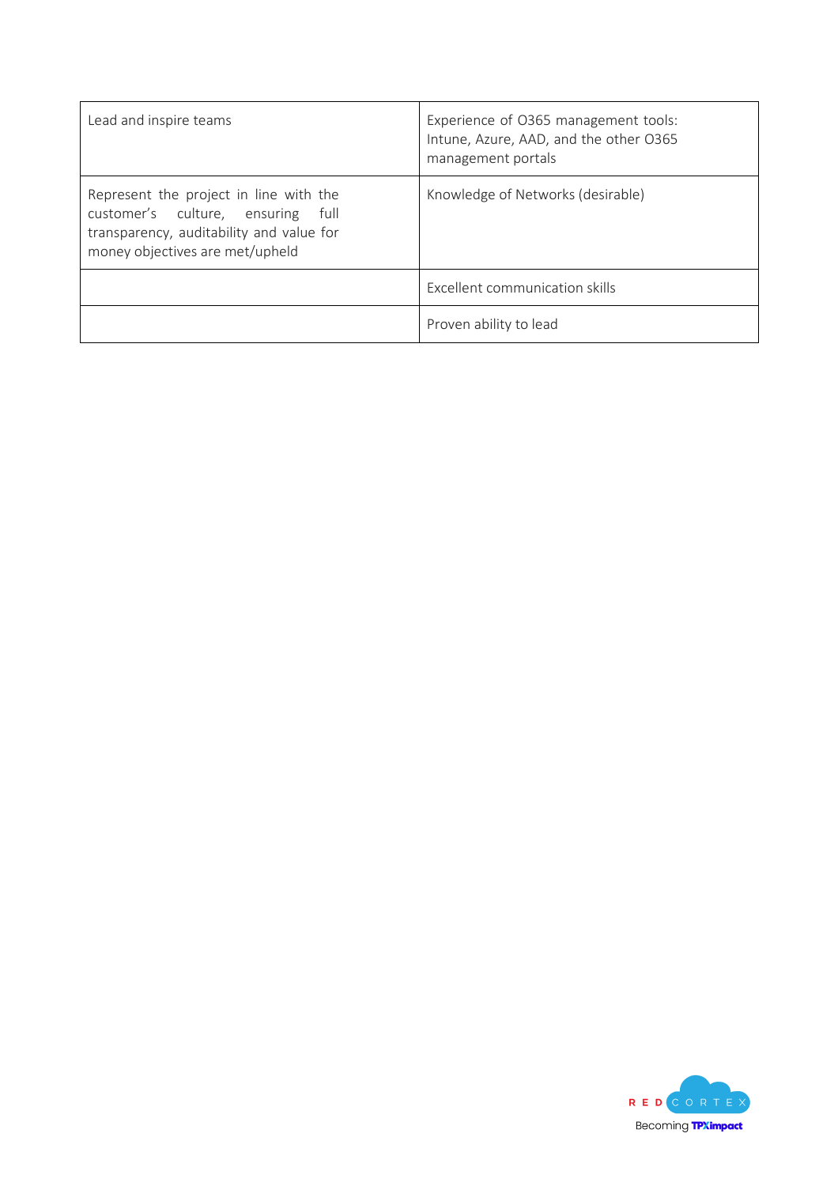| | |
|---|---|
| Lead and inspire teams | Experience of O365 management tools: Intune, Azure, AAD, and the other O365 management portals |
| Represent the project in line with the customer's culture, ensuring full transparency, auditability and value for money objectives are met/upheld | Knowledge of Networks (desirable) |
| | Excellent communication skills |
| | Proven ability to lead |